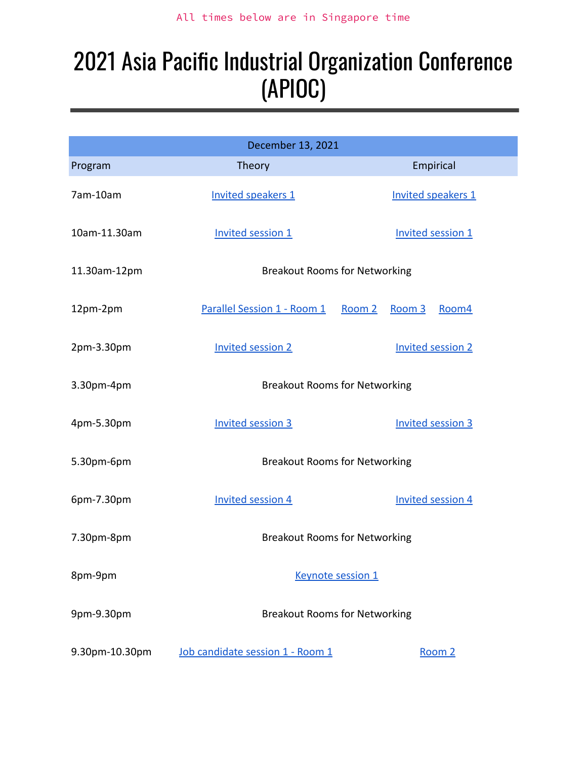All times below are in Singapore time

# 2021 Asia Pacific Industrial Organization Conference (APIOC)

| December 13, 2021 | | |
|---|---|---|
| Program | Theory | Empirical |
| 7am-10am | Invited speakers 1 | Invited speakers 1 |
| 10am-11.30am | Invited session 1 | Invited session 1 |
| 11.30am-12pm | Breakout Rooms for Networking | |
| 12pm-2pm | Parallel Session 1 - Room 1 &nbsp; Room 2 | Room 3 &nbsp; Room4 |
| 2pm-3.30pm | Invited session 2 | Invited session 2 |
| 3.30pm-4pm | Breakout Rooms for Networking | |
| 4pm-5.30pm | Invited session 3 | Invited session 3 |
| 5.30pm-6pm | Breakout Rooms for Networking | |
| 6pm-7.30pm | Invited session 4 | Invited session 4 |
| 7.30pm-8pm | Breakout Rooms for Networking | |
| 8pm-9pm | Keynote session 1 | |
| 9pm-9.30pm | Breakout Rooms for Networking | |
| 9.30pm-10.30pm | Job candidate session 1 - Room 1 | Room 2 |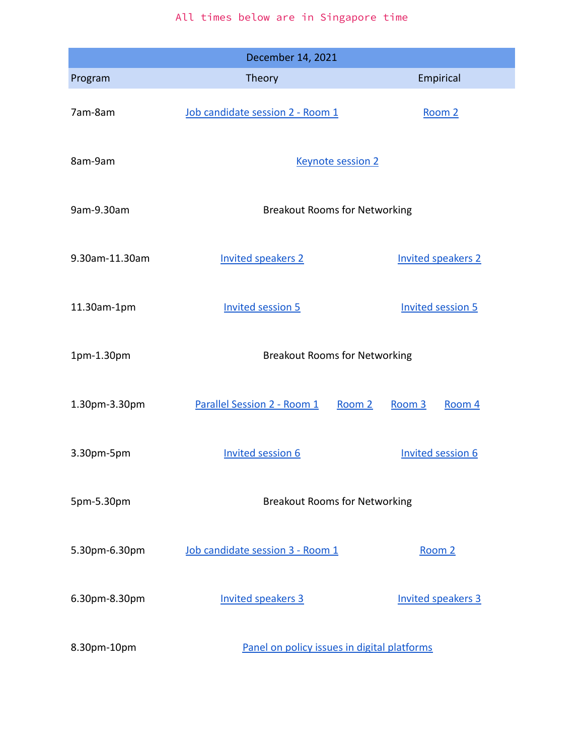All times below are in Singapore time

| December 14, 2021 | | |
|---|---|---|
| Program | Theory | Empirical |
| 7am-8am | Job candidate session 2 - Room 1 | Room 2 |
| 8am-9am | Keynote session 2 | |
| 9am-9.30am | Breakout Rooms for Networking | |
| 9.30am-11.30am | Invited speakers 2 | Invited speakers 2 |
| 11.30am-1pm | Invited session 5 | Invited session 5 |
| 1pm-1.30pm | Breakout Rooms for Networking | |
| 1.30pm-3.30pm | Parallel Session 2 - Room 1 &nbsp; Room 2 | Room 3 &nbsp; Room 4 |
| 3.30pm-5pm | Invited session 6 | Invited session 6 |
| 5pm-5.30pm | Breakout Rooms for Networking | |
| 5.30pm-6.30pm | Job candidate session 3 - Room 1 | Room 2 |
| 6.30pm-8.30pm | Invited speakers 3 | Invited speakers 3 |
| 8.30pm-10pm | Panel on policy issues in digital platforms | |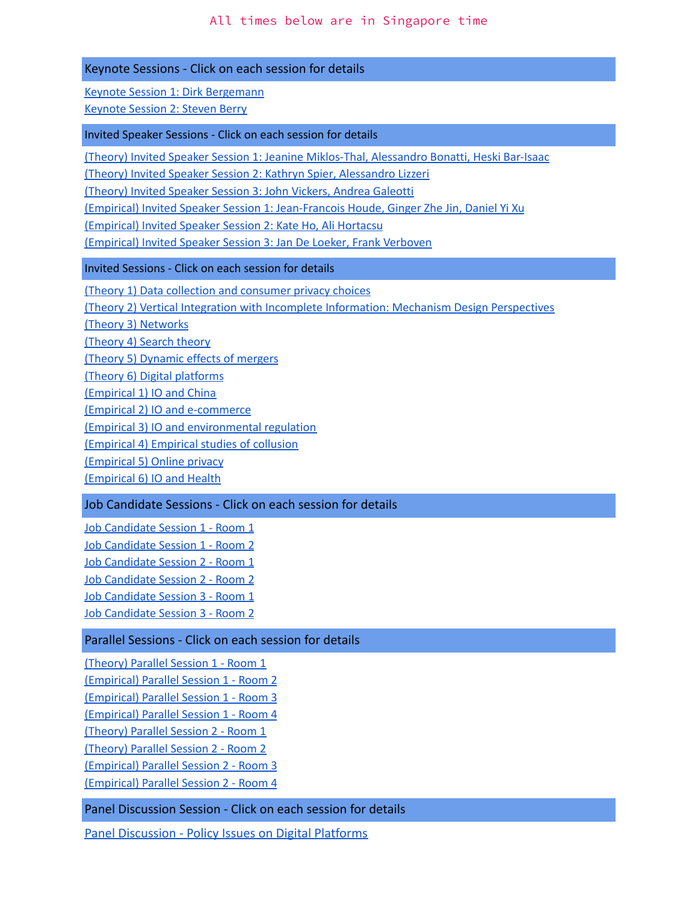All times below are in Singapore time

## Keynote Sessions - Click on each session for details

Keynote Session 1: Dirk Bergemann
Keynote Session 2: Steven Berry

## Invited Speaker Sessions - Click on each session for details

(Theory) Invited Speaker Session 1: Jeanine Miklos-Thal, Alessandro Bonatti, Heski Bar-Isaac
(Theory) Invited Speaker Session 2: Kathryn Spier, Alessandro Lizzeri
(Theory) Invited Speaker Session 3: John Vickers, Andrea Galeotti
(Empirical) Invited Speaker Session 1: Jean-Francois Houde, Ginger Zhe Jin, Daniel Yi Xu
(Empirical) Invited Speaker Session 2: Kate Ho, Ali Hortacsu
(Empirical) Invited Speaker Session 3: Jan De Loeker, Frank Verboven

## Invited Sessions - Click on each session for details

(Theory 1) Data collection and consumer privacy choices
(Theory 2) Vertical Integration with Incomplete Information: Mechanism Design Perspectives
(Theory 3) Networks
(Theory 4) Search theory
(Theory 5) Dynamic effects of mergers
(Theory 6) Digital platforms
(Empirical 1) IO and China
(Empirical 2) IO and e-commerce
(Empirical 3) IO and environmental regulation
(Empirical 4) Empirical studies of collusion
(Empirical 5) Online privacy
(Empirical 6) IO and Health

## Job Candidate Sessions - Click on each session for details

Job Candidate Session 1 - Room 1
Job Candidate Session 1 - Room 2
Job Candidate Session 2 - Room 1
Job Candidate Session 2 - Room 2
Job Candidate Session 3 - Room 1
Job Candidate Session 3 - Room 2

## Parallel Sessions - Click on each session for details

(Theory) Parallel Session 1 - Room 1
(Empirical) Parallel Session 1 - Room 2
(Empirical) Parallel Session 1 - Room 3
(Empirical) Parallel Session 1 - Room 4
(Theory) Parallel Session 2 - Room 1
(Theory) Parallel Session 2 - Room 2
(Empirical) Parallel Session 2 - Room 3
(Empirical) Parallel Session 2 - Room 4

## Panel Discussion Session - Click on each session for details

Panel Discussion - Policy Issues on Digital Platforms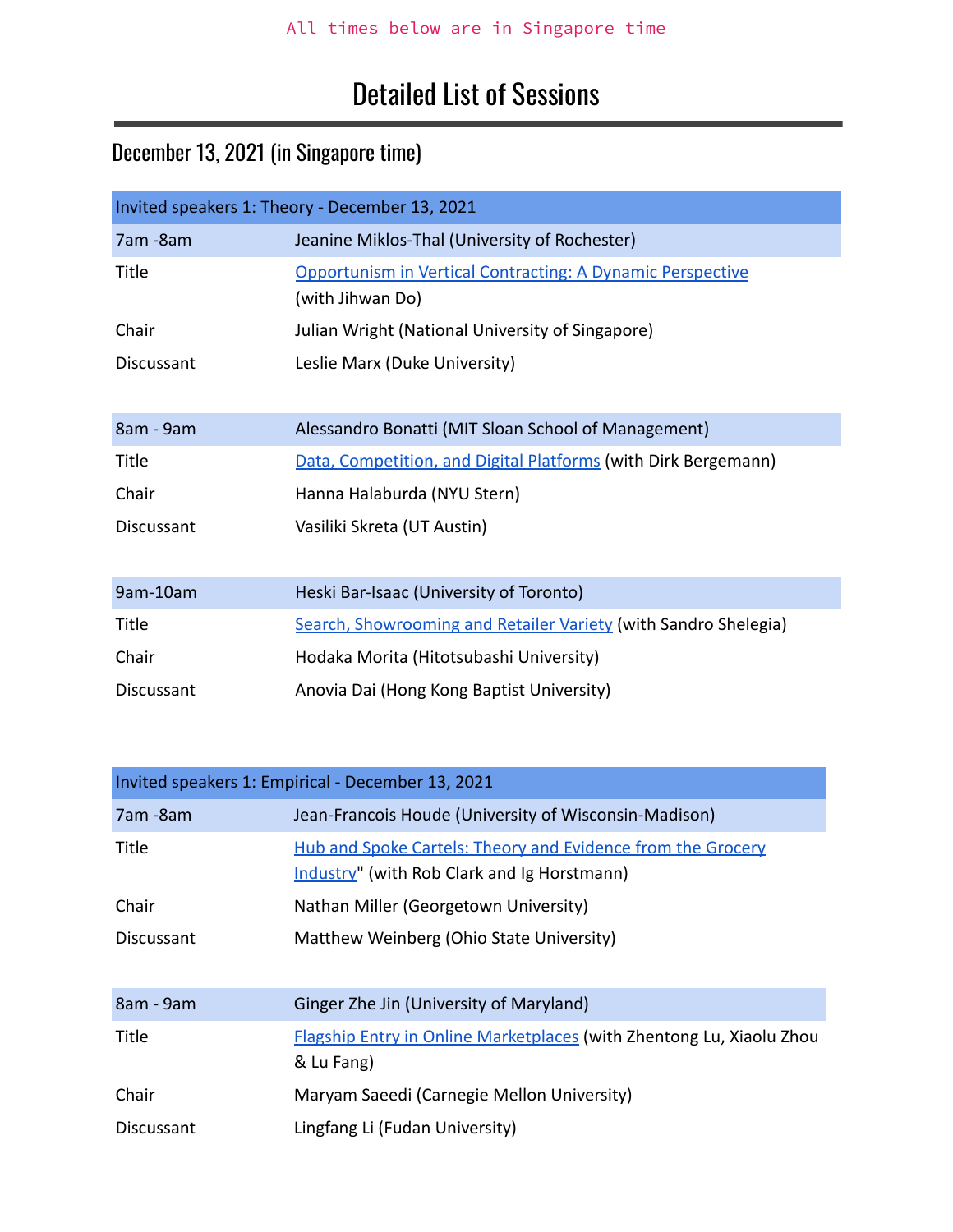All times below are in Singapore time

# Detailed List of Sessions

## December 13, 2021 (in Singapore time)

| Invited speakers 1: Theory - December 13, 2021 | |
|---|---|
| 7am -8am | Jeanine Miklos-Thal (University of Rochester) |
| Title | Opportunism in Vertical Contracting: A Dynamic Perspective (with Jihwan Do) |
| Chair | Julian Wright (National University of Singapore) |
| Discussant | Leslie Marx (Duke University) |
| | |
| 8am - 9am | Alessandro Bonatti (MIT Sloan School of Management) |
| Title | Data, Competition, and Digital Platforms (with Dirk Bergemann) |
| Chair | Hanna Halaburda (NYU Stern) |
| Discussant | Vasiliki Skreta (UT Austin) |
| | |
| 9am-10am | Heski Bar-Isaac (University of Toronto) |
| Title | Search, Showrooming and Retailer Variety (with Sandro Shelegia) |
| Chair | Hodaka Morita (Hitotsubashi University) |
| Discussant | Anovia Dai (Hong Kong Baptist University) |

| Invited speakers 1: Empirical - December 13, 2021 | |
|---|---|
| 7am -8am | Jean-Francois Houde (University of Wisconsin-Madison) |
| Title | Hub and Spoke Cartels: Theory and Evidence from the Grocery Industry" (with Rob Clark and Ig Horstmann) |
| Chair | Nathan Miller (Georgetown University) |
| Discussant | Matthew Weinberg (Ohio State University) |
| | |
| 8am - 9am | Ginger Zhe Jin (University of Maryland) |
| Title | Flagship Entry in Online Marketplaces (with Zhentong Lu, Xiaolu Zhou & Lu Fang) |
| Chair | Maryam Saeedi (Carnegie Mellon University) |
| Discussant | Lingfang Li (Fudan University) |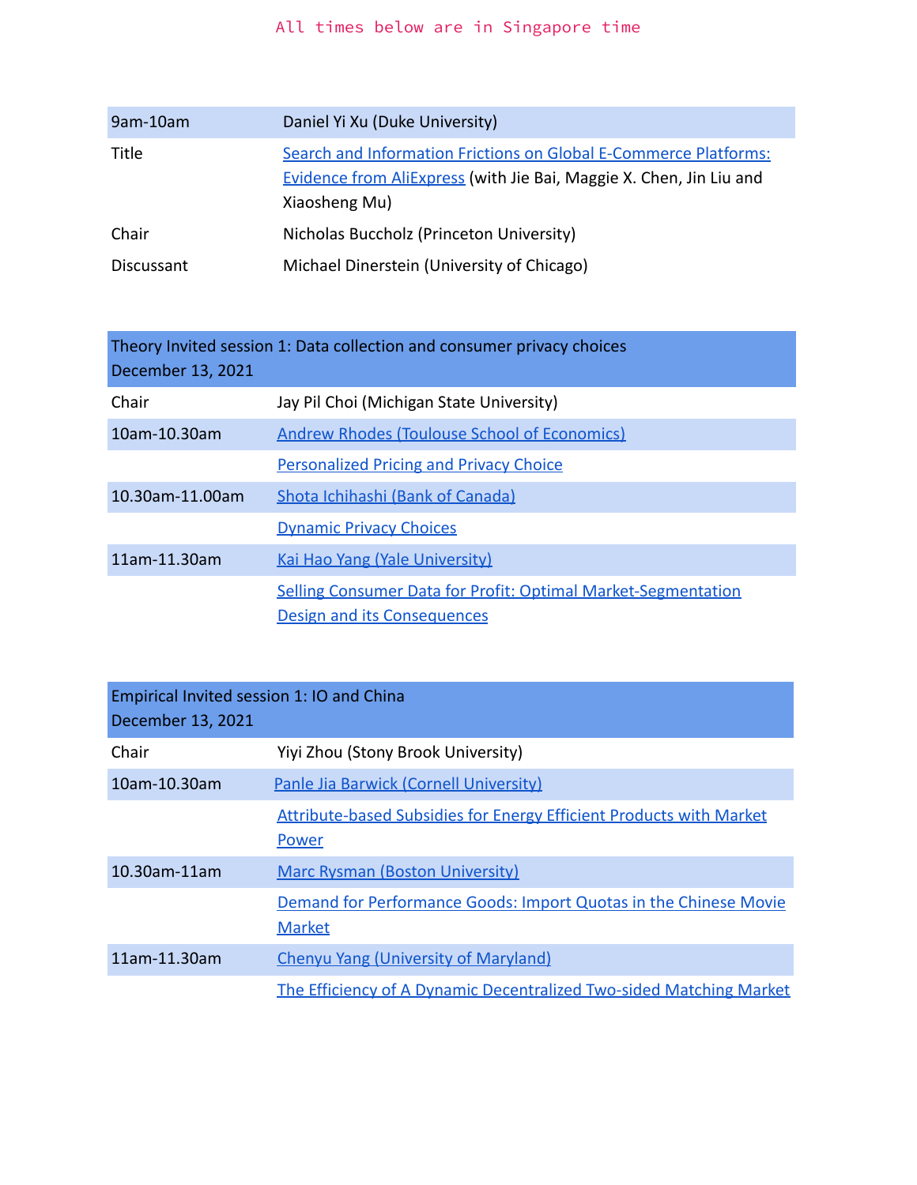All times below are in Singapore time

| 9am-10am | Daniel Yi Xu (Duke University) |
| --- | --- |
| Title | Search and Information Frictions on Global E-Commerce Platforms: Evidence from AliExpress (with Jie Bai, Maggie X. Chen, Jin Liu and Xiaosheng Mu) |
| Chair | Nicholas Buccholz (Princeton University) |
| Discussant | Michael Dinerstein (University of Chicago) |

| Theory Invited session 1: Data collection and consumer privacy choices<br>December 13, 2021 | |
| --- | --- |
| Chair | Jay Pil Choi (Michigan State University) |
| 10am-10.30am | Andrew Rhodes (Toulouse School of Economics) |
| | Personalized Pricing and Privacy Choice |
| 10.30am-11.00am | Shota Ichihashi (Bank of Canada) |
| | Dynamic Privacy Choices |
| 11am-11.30am | Kai Hao Yang (Yale University) |
| | Selling Consumer Data for Profit: Optimal Market-Segmentation Design and its Consequences |

| Empirical Invited session 1: IO and China<br>December 13, 2021 | |
| --- | --- |
| Chair | Yiyi Zhou (Stony Brook University) |
| 10am-10.30am | Panle Jia Barwick (Cornell University) |
| | Attribute-based Subsidies for Energy Efficient Products with Market Power |
| 10.30am-11am | Marc Rysman (Boston University) |
| | Demand for Performance Goods: Import Quotas in the Chinese Movie Market |
| 11am-11.30am | Chenyu Yang (University of Maryland) |
| | The Efficiency of A Dynamic Decentralized Two-sided Matching Market |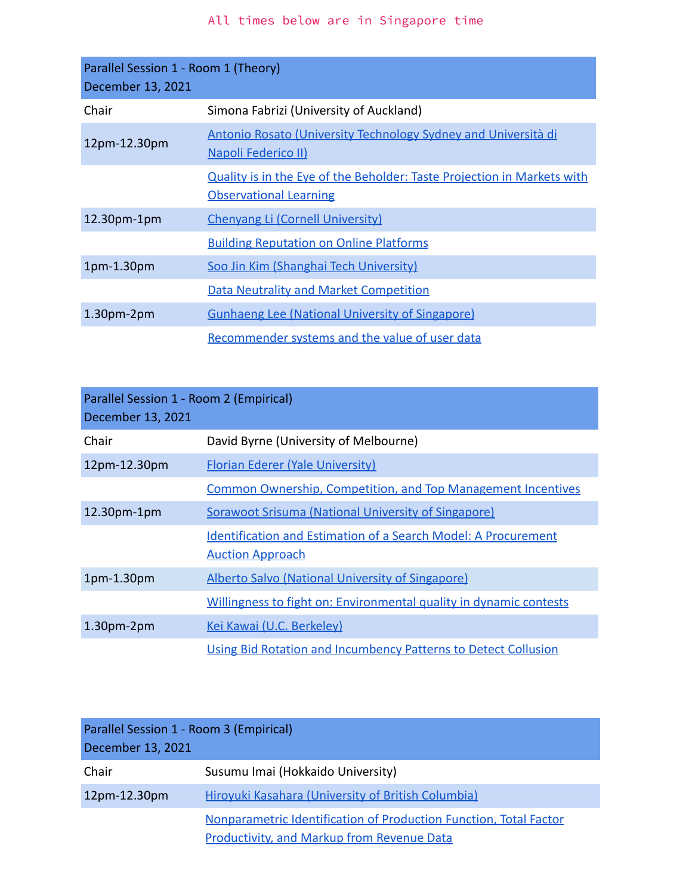All times below are in Singapore time

| Parallel Session 1 - Room 1 (Theory)<br>December 13, 2021 | |
|---|---|
| Chair | Simona Fabrizi (University of Auckland) |
| 12pm-12.30pm | Antonio Rosato (University Technology Sydney and Università di Napoli Federico II) |
| | Quality is in the Eye of the Beholder: Taste Projection in Markets with Observational Learning |
| 12.30pm-1pm | Chenyang Li (Cornell University) |
| | Building Reputation on Online Platforms |
| 1pm-1.30pm | Soo Jin Kim (Shanghai Tech University) |
| | Data Neutrality and Market Competition |
| 1.30pm-2pm | Gunhaeng Lee (National University of Singapore) |
| | Recommender systems and the value of user data |

| Parallel Session 1 - Room 2 (Empirical)<br>December 13, 2021 | |
|---|---|
| Chair | David Byrne (University of Melbourne) |
| 12pm-12.30pm | Florian Ederer (Yale University) |
| | Common Ownership, Competition, and Top Management Incentives |
| 12.30pm-1pm | Sorawoot Srisuma (National University of Singapore) |
| | Identification and Estimation of a Search Model: A Procurement Auction Approach |
| 1pm-1.30pm | Alberto Salvo (National University of Singapore) |
| | Willingness to fight on: Environmental quality in dynamic contests |
| 1.30pm-2pm | Kei Kawai (U.C. Berkeley) |
| | Using Bid Rotation and Incumbency Patterns to Detect Collusion |

| Parallel Session 1 - Room 3 (Empirical)<br>December 13, 2021 | |
|---|---|
| Chair | Susumu Imai (Hokkaido University) |
| 12pm-12.30pm | Hiroyuki Kasahara (University of British Columbia) |
| | Nonparametric Identification of Production Function, Total Factor Productivity, and Markup from Revenue Data |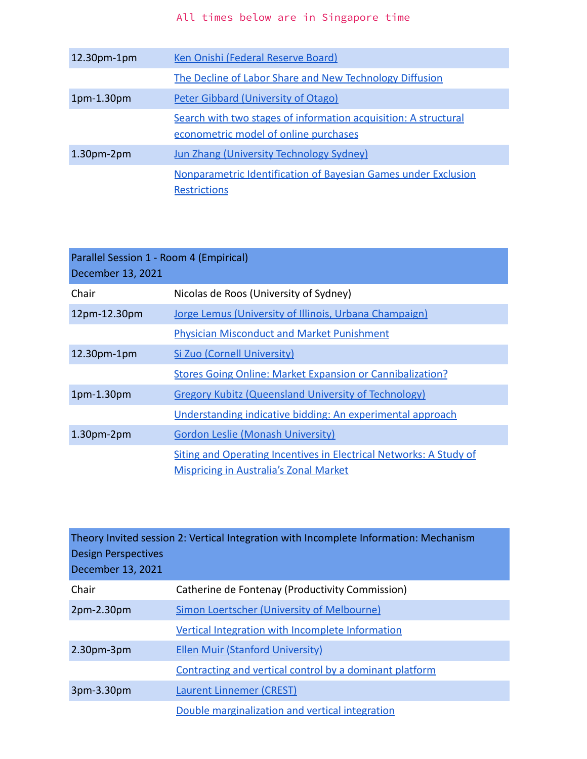All times below are in Singapore time

| | |
|---|---|
| 12.30pm-1pm | Ken Onishi (Federal Reserve Board) |
| | The Decline of Labor Share and New Technology Diffusion |
| 1pm-1.30pm | Peter Gibbard (University of Otago) |
| | Search with two stages of information acquisition: A structural econometric model of online purchases |
| 1.30pm-2pm | Jun Zhang (University Technology Sydney) |
| | Nonparametric Identification of Bayesian Games under Exclusion Restrictions |

| Parallel Session 1 - Room 4 (Empirical)<br>December 13, 2021 | |
|---|---|
| Chair | Nicolas de Roos (University of Sydney) |
| 12pm-12.30pm | Jorge Lemus (University of Illinois, Urbana Champaign) |
| | Physician Misconduct and Market Punishment |
| 12.30pm-1pm | Si Zuo (Cornell University) |
| | Stores Going Online: Market Expansion or Cannibalization? |
| 1pm-1.30pm | Gregory Kubitz (Queensland University of Technology) |
| | Understanding indicative bidding: An experimental approach |
| 1.30pm-2pm | Gordon Leslie (Monash University) |
| | Siting and Operating Incentives in Electrical Networks: A Study of Mispricing in Australia's Zonal Market |

| Theory Invited session 2: Vertical Integration with Incomplete Information: Mechanism Design Perspectives<br>December 13, 2021 | |
|---|---|
| Chair | Catherine de Fontenay (Productivity Commission) |
| 2pm-2.30pm | Simon Loertscher (University of Melbourne) |
| | Vertical Integration with Incomplete Information |
| 2.30pm-3pm | Ellen Muir (Stanford University) |
| | Contracting and vertical control by a dominant platform |
| 3pm-3.30pm | Laurent Linnemer (CREST) |
| | Double marginalization and vertical integration |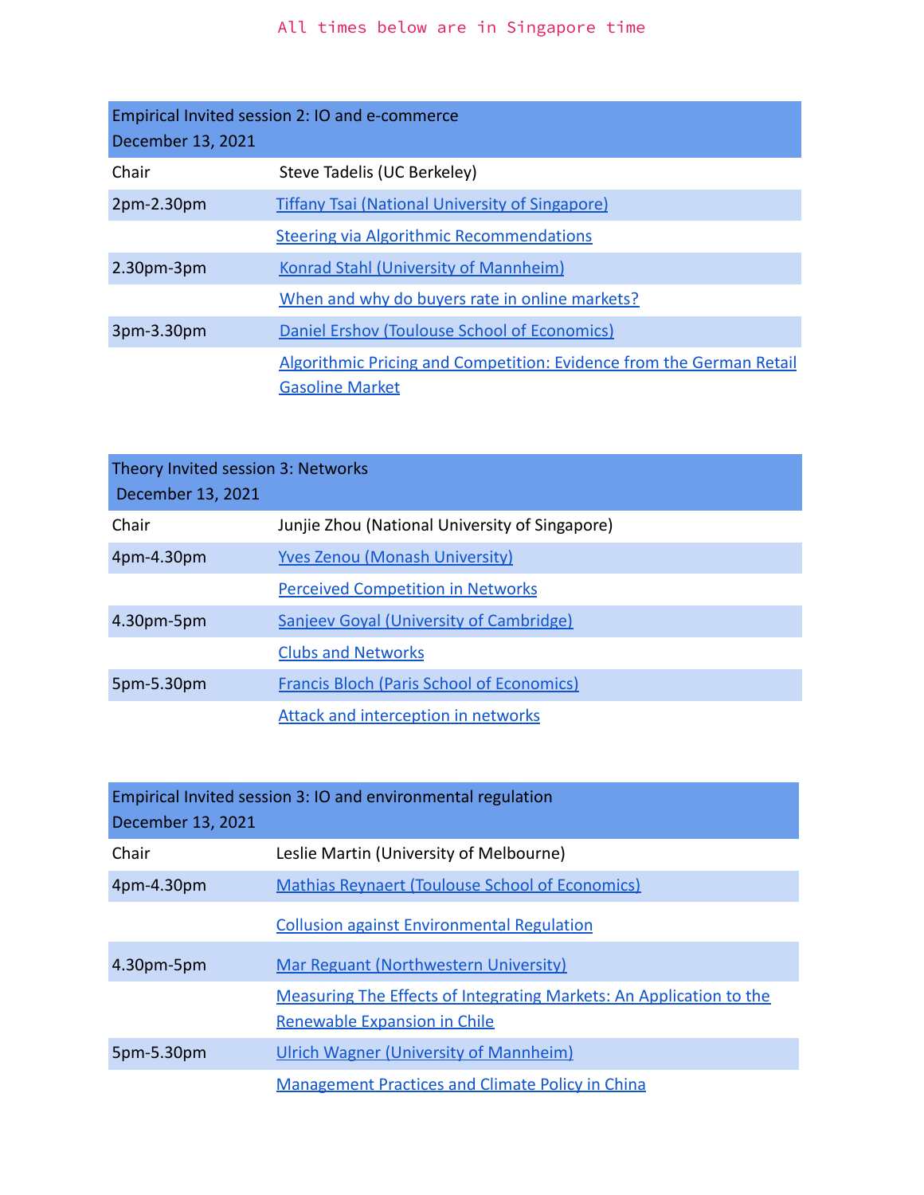All times below are in Singapore time

| Empirical Invited session 2: IO and e-commerce<br>December 13, 2021 | |
|---|---|
| Chair | Steve Tadelis (UC Berkeley) |
| 2pm-2.30pm | Tiffany Tsai (National University of Singapore) |
| | Steering via Algorithmic Recommendations |
| 2.30pm-3pm | Konrad Stahl (University of Mannheim) |
| | When and why do buyers rate in online markets? |
| 3pm-3.30pm | Daniel Ershov (Toulouse School of Economics) |
| | Algorithmic Pricing and Competition: Evidence from the German Retail Gasoline Market |

| Theory Invited session 3: Networks<br>December 13, 2021 | |
|---|---|
| Chair | Junjie Zhou (National University of Singapore) |
| 4pm-4.30pm | Yves Zenou (Monash University) |
| | Perceived Competition in Networks |
| 4.30pm-5pm | Sanjeev Goyal (University of Cambridge) |
| | Clubs and Networks |
| 5pm-5.30pm | Francis Bloch (Paris School of Economics) |
| | Attack and interception in networks |

| Empirical Invited session 3: IO and environmental regulation<br>December 13, 2021 | |
|---|---|
| Chair | Leslie Martin (University of Melbourne) |
| 4pm-4.30pm | Mathias Reynaert (Toulouse School of Economics) |
| | Collusion against Environmental Regulation |
| 4.30pm-5pm | Mar Reguant (Northwestern University) |
| | Measuring The Effects of Integrating Markets: An Application to the Renewable Expansion in Chile |
| 5pm-5.30pm | Ulrich Wagner (University of Mannheim) |
| | Management Practices and Climate Policy in China |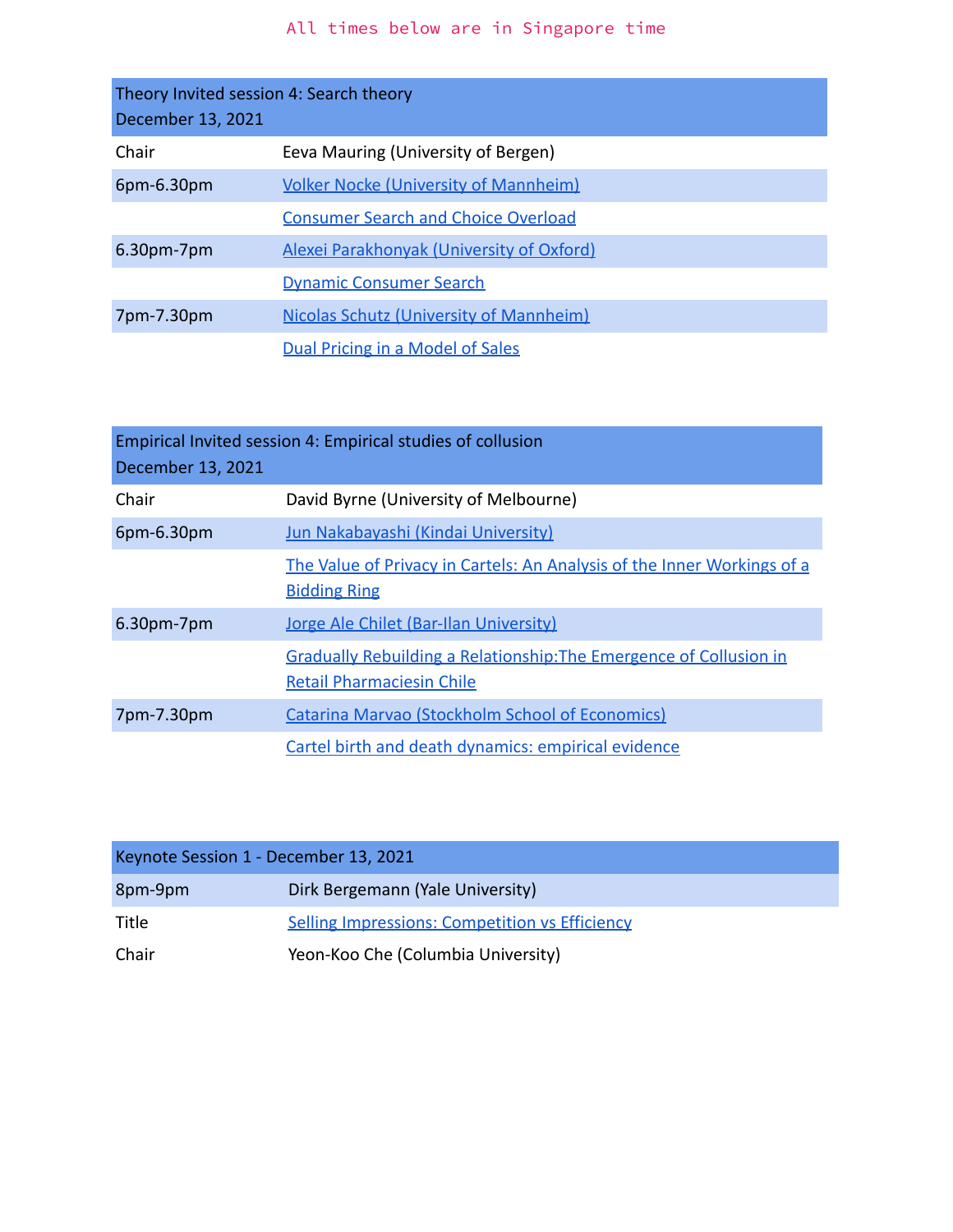All times below are in Singapore time

| Theory Invited session 4: Search theory<br>December 13, 2021 | |
|---|---|
| Chair | Eeva Mauring (University of Bergen) |
| 6pm-6.30pm | Volker Nocke (University of Mannheim) |
| | Consumer Search and Choice Overload |
| 6.30pm-7pm | Alexei Parakhonyak (University of Oxford) |
| | Dynamic Consumer Search |
| 7pm-7.30pm | Nicolas Schutz (University of Mannheim) |
| | Dual Pricing in a Model of Sales |

| Empirical Invited session 4: Empirical studies of collusion<br>December 13, 2021 | |
|---|---|
| Chair | David Byrne (University of Melbourne) |
| 6pm-6.30pm | Jun Nakabayashi (Kindai University) |
| | The Value of Privacy in Cartels: An Analysis of the Inner Workings of a Bidding Ring |
| 6.30pm-7pm | Jorge Ale Chilet (Bar-Ilan University) |
| | Gradually Rebuilding a Relationship:The Emergence of Collusion in Retail Pharmaciesin Chile |
| 7pm-7.30pm | Catarina Marvao (Stockholm School of Economics) |
| | Cartel birth and death dynamics: empirical evidence |

| Keynote Session 1 - December 13, 2021 | |
|---|---|
| 8pm-9pm | Dirk Bergemann (Yale University) |
| Title | Selling Impressions: Competition vs Efficiency |
| Chair | Yeon-Koo Che (Columbia University) |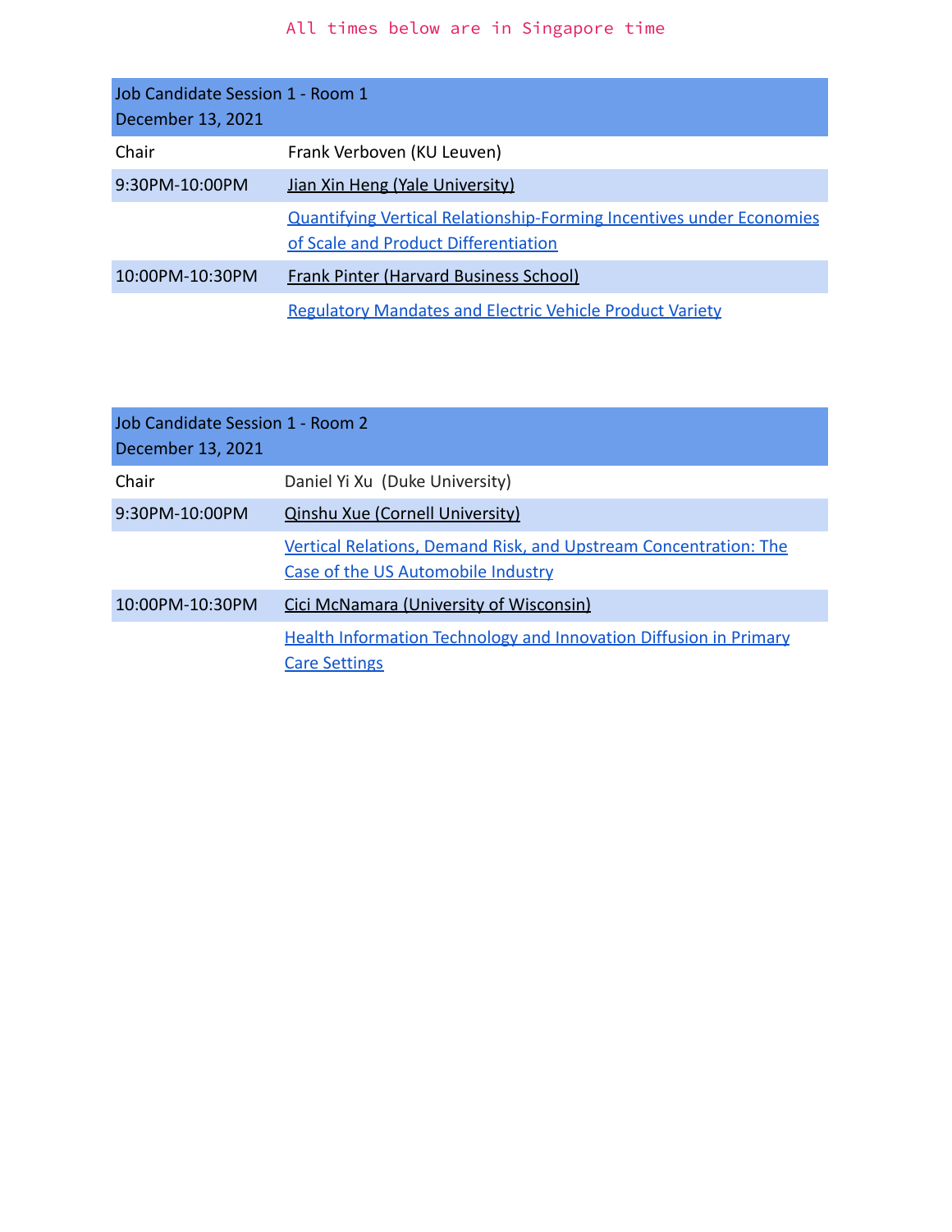All times below are in Singapore time

| Job Candidate Session 1 - Room 1<br>December 13, 2021 | |
|---|---|
| Chair | Frank Verboven (KU Leuven) |
| 9:30PM-10:00PM | Jian Xin Heng (Yale University) |
| | Quantifying Vertical Relationship-Forming Incentives under Economies of Scale and Product Differentiation |
| 10:00PM-10:30PM | Frank Pinter (Harvard Business School) |
| | Regulatory Mandates and Electric Vehicle Product Variety |

| Job Candidate Session 1 - Room 2<br>December 13, 2021 | |
|---|---|
| Chair | Daniel Yi Xu (Duke University) |
| 9:30PM-10:00PM | Qinshu Xue (Cornell University) |
| | Vertical Relations, Demand Risk, and Upstream Concentration: The Case of the US Automobile Industry |
| 10:00PM-10:30PM | Cici McNamara (University of Wisconsin) |
| | Health Information Technology and Innovation Diffusion in Primary Care Settings |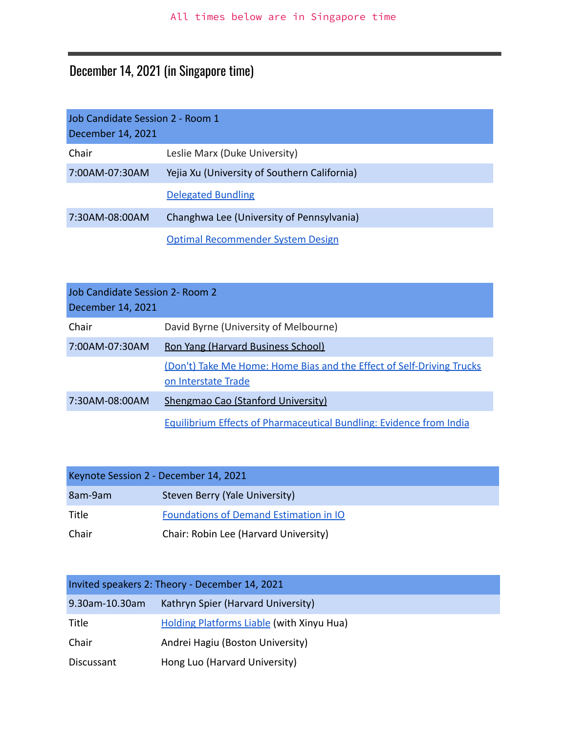All times below are in Singapore time

## December 14, 2021 (in Singapore time)

| Job Candidate Session 2 - Room 1<br>December 14, 2021 | |
|---|---|
| Chair | Leslie Marx (Duke University) |
| 7:00AM-07:30AM | Yejia Xu (University of Southern California) |
| | Delegated Bundling |
| 7:30AM-08:00AM | Changhwa Lee (University of Pennsylvania) |
| | Optimal Recommender System Design |

| Job Candidate Session 2- Room 2<br>December 14, 2021 | |
|---|---|
| Chair | David Byrne (University of Melbourne) |
| 7:00AM-07:30AM | Ron Yang (Harvard Business School) |
| | (Don't) Take Me Home: Home Bias and the Effect of Self-Driving Trucks on Interstate Trade |
| 7:30AM-08:00AM | Shengmao Cao (Stanford University) |
| | Equilibrium Effects of Pharmaceutical Bundling: Evidence from India |

| Keynote Session 2 - December 14, 2021 | |
|---|---|
| 8am-9am | Steven Berry (Yale University) |
| Title | Foundations of Demand Estimation in IO |
| Chair | Chair: Robin Lee (Harvard University) |

| Invited speakers 2: Theory - December 14, 2021 | |
|---|---|
| 9.30am-10.30am | Kathryn Spier (Harvard University) |
| Title | Holding Platforms Liable (with Xinyu Hua) |
| Chair | Andrei Hagiu (Boston University) |
| Discussant | Hong Luo (Harvard University) |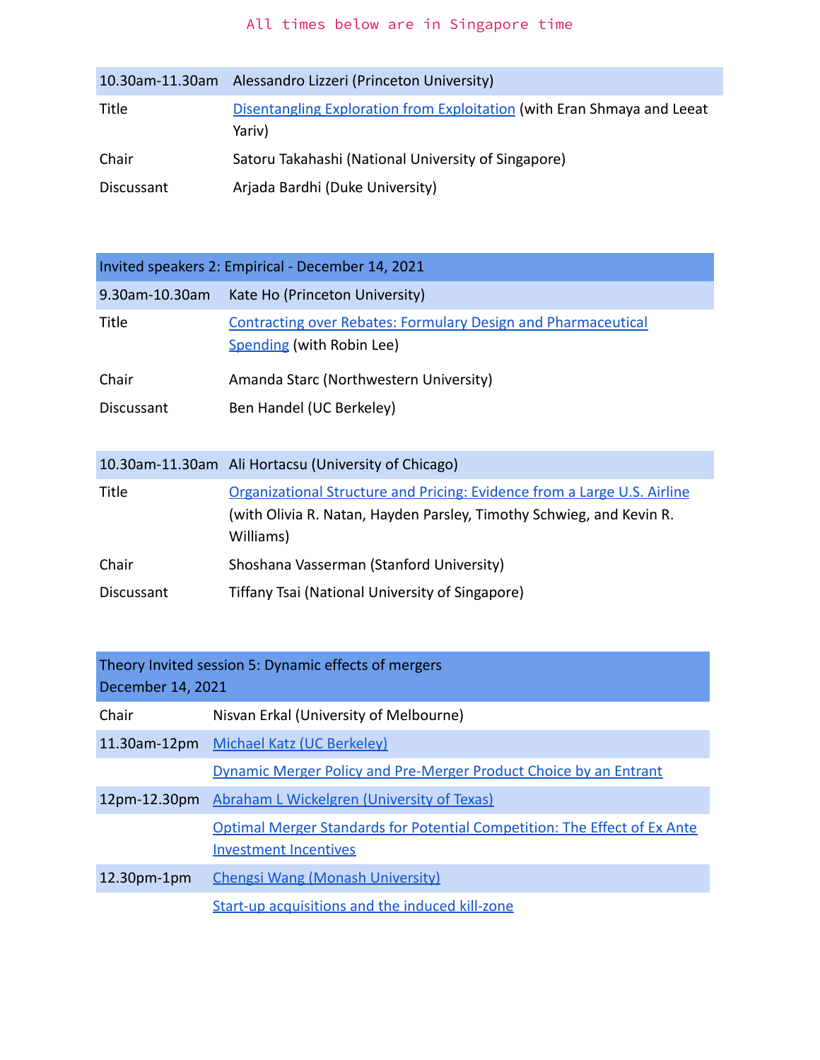All times below are in Singapore time

| 10.30am-11.30am | Alessandro Lizzeri (Princeton University) |
|---|---|
| Title | Disentangling Exploration from Exploitation (with Eran Shmaya and Leeat Yariv) |
| Chair | Satoru Takahashi (National University of Singapore) |
| Discussant | Arjada Bardhi (Duke University) |

| Invited speakers 2: Empirical - December 14, 2021 | |
|---|---|
| 9.30am-10.30am | Kate Ho (Princeton University) |
| Title | Contracting over Rebates: Formulary Design and Pharmaceutical Spending (with Robin Lee) |
| Chair | Amanda Starc (Northwestern University) |
| Discussant | Ben Handel (UC Berkeley) |

| 10.30am-11.30am | Ali Hortacsu (University of Chicago) |
|---|---|
| Title | Organizational Structure and Pricing: Evidence from a Large U.S. Airline (with Olivia R. Natan, Hayden Parsley, Timothy Schwieg, and Kevin R. Williams) |
| Chair | Shoshana Vasserman (Stanford University) |
| Discussant | Tiffany Tsai (National University of Singapore) |

| Theory Invited session 5: Dynamic effects of mergers<br>December 14, 2021 | |
|---|---|
| Chair | Nisvan Erkal (University of Melbourne) |
| 11.30am-12pm | Michael Katz (UC Berkeley) |
| | Dynamic Merger Policy and Pre-Merger Product Choice by an Entrant |
| 12pm-12.30pm | Abraham L Wickelgren (University of Texas) |
| | Optimal Merger Standards for Potential Competition: The Effect of Ex Ante Investment Incentives |
| 12.30pm-1pm | Chengsi Wang (Monash University) |
| | Start-up acquisitions and the induced kill-zone |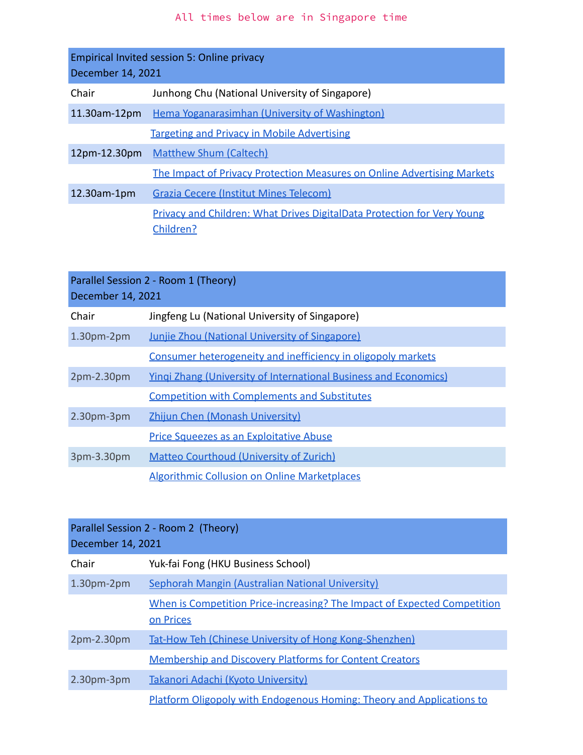All times below are in Singapore time

| Empirical Invited session 5: Online privacy<br>December 14, 2021 | |
|---|---|
| Chair | Junhong Chu (National University of Singapore) |
| 11.30am-12pm | Hema Yoganarasimhan (University of Washington) |
| | Targeting and Privacy in Mobile Advertising |
| 12pm-12.30pm | Matthew Shum (Caltech) |
| | The Impact of Privacy Protection Measures on Online Advertising Markets |
| 12.30am-1pm | Grazia Cecere (Institut Mines Telecom) |
| | Privacy and Children: What Drives DigitalData Protection for Very Young Children? |

| Parallel Session 2 - Room 1 (Theory)<br>December 14, 2021 | |
|---|---|
| Chair | Jingfeng Lu (National University of Singapore) |
| 1.30pm-2pm | Junjie Zhou (National University of Singapore) |
| | Consumer heterogeneity and inefficiency in oligopoly markets |
| 2pm-2.30pm | Yinqi Zhang (University of International Business and Economics) |
| | Competition with Complements and Substitutes |
| 2.30pm-3pm | Zhijun Chen (Monash University) |
| | Price Squeezes as an Exploitative Abuse |
| 3pm-3.30pm | Matteo Courthoud (University of Zurich) |
| | Algorithmic Collusion on Online Marketplaces |

| Parallel Session 2 - Room 2 (Theory)<br>December 14, 2021 | |
|---|---|
| Chair | Yuk-fai Fong (HKU Business School) |
| 1.30pm-2pm | Sephorah Mangin (Australian National University) |
| | When is Competition Price-increasing? The Impact of Expected Competition on Prices |
| 2pm-2.30pm | Tat-How Teh (Chinese University of Hong Kong-Shenzhen) |
| | Membership and Discovery Platforms for Content Creators |
| 2.30pm-3pm | Takanori Adachi (Kyoto University) |
| | Platform Oligopoly with Endogenous Homing: Theory and Applications to |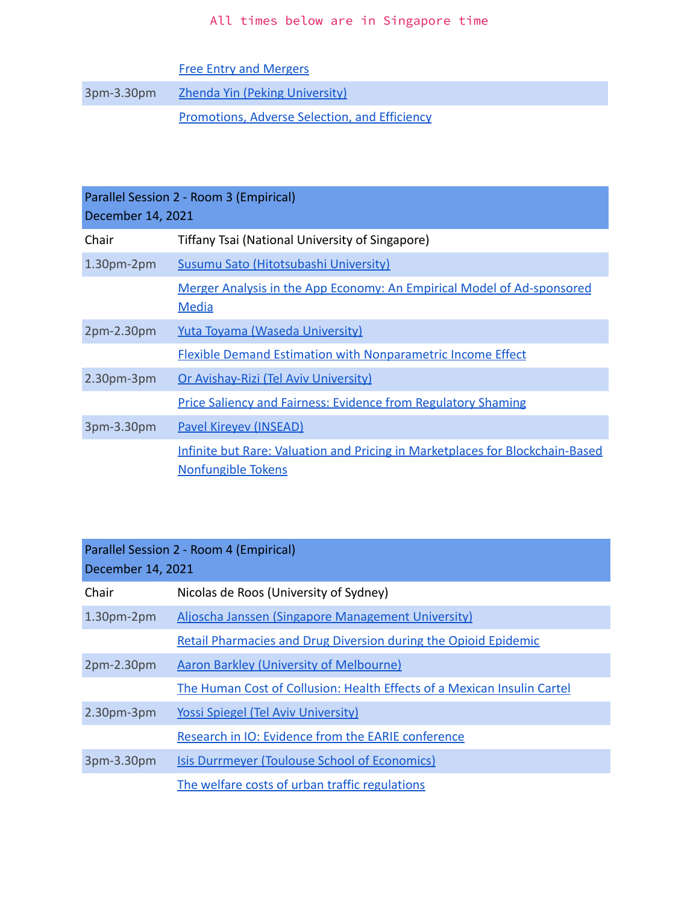All times below are in Singapore time

| | |
|---|---|
| | Free Entry and Mergers |
| 3pm-3.30pm | Zhenda Yin (Peking University) |
| | Promotions, Adverse Selection, and Efficiency |

| Parallel Session 2 - Room 3 (Empirical)<br>December 14, 2021 | |
|---|---|
| Chair | Tiffany Tsai (National University of Singapore) |
| 1.30pm-2pm | Susumu Sato (Hitotsubashi University) |
| | Merger Analysis in the App Economy: An Empirical Model of Ad-sponsored Media |
| 2pm-2.30pm | Yuta Toyama (Waseda University) |
| | Flexible Demand Estimation with Nonparametric Income Effect |
| 2.30pm-3pm | Or Avishay-Rizi (Tel Aviv University) |
| | Price Saliency and Fairness: Evidence from Regulatory Shaming |
| 3pm-3.30pm | Pavel Kireyev (INSEAD) |
| | Infinite but Rare: Valuation and Pricing in Marketplaces for Blockchain-Based Nonfungible Tokens |

| Parallel Session 2 - Room 4 (Empirical)<br>December 14, 2021 | |
|---|---|
| Chair | Nicolas de Roos (University of Sydney) |
| 1.30pm-2pm | Aljoscha Janssen (Singapore Management University) |
| | Retail Pharmacies and Drug Diversion during the Opioid Epidemic |
| 2pm-2.30pm | Aaron Barkley (University of Melbourne) |
| | The Human Cost of Collusion: Health Effects of a Mexican Insulin Cartel |
| 2.30pm-3pm | Yossi Spiegel (Tel Aviv University) |
| | Research in IO: Evidence from the EARIE conference |
| 3pm-3.30pm | Isis Durrmeyer (Toulouse School of Economics) |
| | The welfare costs of urban traffic regulations |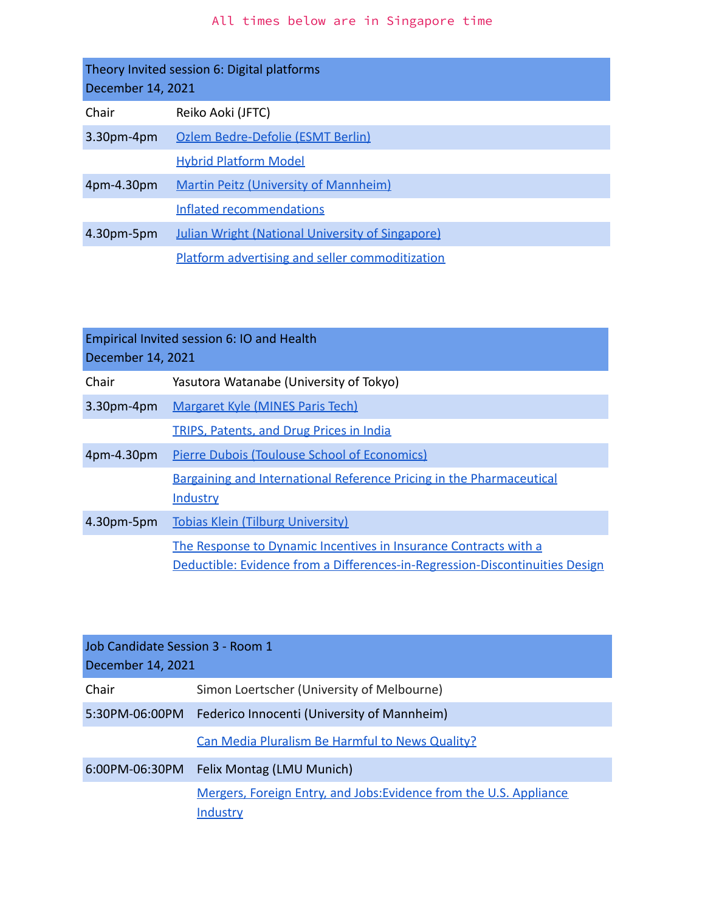All times below are in Singapore time

| Theory Invited session 6: Digital platforms<br>December 14, 2021 | |
|---|---|
| Chair | Reiko Aoki (JFTC) |
| 3.30pm-4pm | Ozlem Bedre-Defolie (ESMT Berlin) |
| | Hybrid Platform Model |
| 4pm-4.30pm | Martin Peitz (University of Mannheim) |
| | Inflated recommendations |
| 4.30pm-5pm | Julian Wright (National University of Singapore) |
| | Platform advertising and seller commoditization |

| Empirical Invited session 6: IO and Health<br>December 14, 2021 | |
|---|---|
| Chair | Yasutora Watanabe (University of Tokyo) |
| 3.30pm-4pm | Margaret Kyle (MINES Paris Tech) |
| | TRIPS, Patents, and Drug Prices in India |
| 4pm-4.30pm | Pierre Dubois (Toulouse School of Economics) |
| | Bargaining and International Reference Pricing in the Pharmaceutical Industry |
| 4.30pm-5pm | Tobias Klein (Tilburg University) |
| | The Response to Dynamic Incentives in Insurance Contracts with a Deductible: Evidence from a Differences-in-Regression-Discontinuities Design |

| Job Candidate Session 3 - Room 1<br>December 14, 2021 | |
|---|---|
| Chair | Simon Loertscher (University of Melbourne) |
| 5:30PM-06:00PM | Federico Innocenti (University of Mannheim) |
| | Can Media Pluralism Be Harmful to News Quality? |
| 6:00PM-06:30PM | Felix Montag (LMU Munich) |
| | Mergers, Foreign Entry, and Jobs:Evidence from the U.S. Appliance Industry |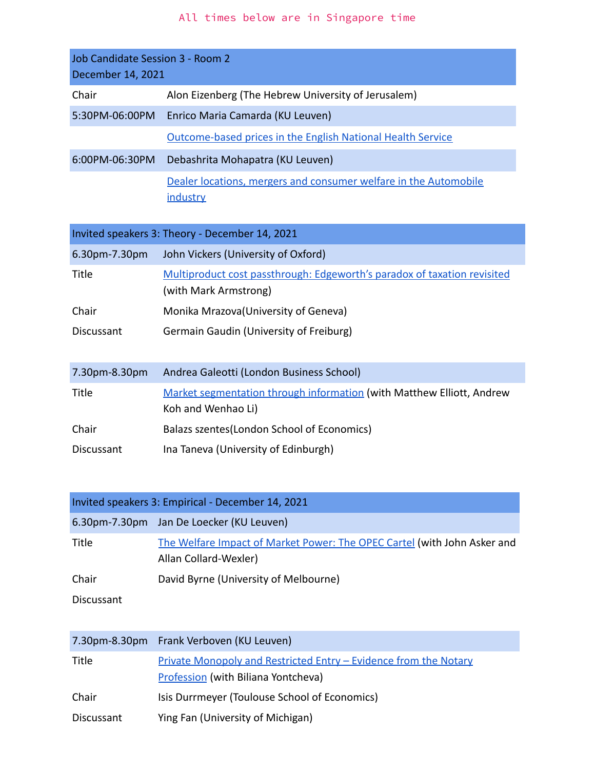All times below are in Singapore time

| Job Candidate Session 3 - Room 2<br>December 14, 2021 | |
|---|---|
| Chair | Alon Eizenberg (The Hebrew University of Jerusalem) |
| 5:30PM-06:00PM | Enrico Maria Camarda (KU Leuven) |
| | [Outcome-based prices in the English National Health Service] |
| 6:00PM-06:30PM | Debashrita Mohapatra (KU Leuven) |
| | [Dealer locations, mergers and consumer welfare in the Automobile industry] |

| Invited speakers 3: Theory - December 14, 2021 | |
|---|---|
| 6.30pm-7.30pm | John Vickers (University of Oxford) |
| Title | [Multiproduct cost passthrough: Edgeworth's paradox of taxation revisited] (with Mark Armstrong) |
| Chair | Monika Mrazova(University of Geneva) |
| Discussant | Germain Gaudin (University of Freiburg) |
| | |
| 7.30pm-8.30pm | Andrea Galeotti (London Business School) |
| Title | [Market segmentation through information] (with Matthew Elliott, Andrew Koh and Wenhao Li) |
| Chair | Balazs szentes(London School of Economics) |
| Discussant | Ina Taneva (University of Edinburgh) |

| Invited speakers 3: Empirical - December 14, 2021 | |
|---|---|
| 6.30pm-7.30pm | Jan De Loecker (KU Leuven) |
| Title | [The Welfare Impact of Market Power: The OPEC Cartel] (with John Asker and Allan Collard-Wexler) |
| Chair | David Byrne (University of Melbourne) |
| Discussant | |
| | |
| 7.30pm-8.30pm | Frank Verboven (KU Leuven) |
| Title | [Private Monopoly and Restricted Entry – Evidence from the Notary Profession] (with Biliana Yontcheva) |
| Chair | Isis Durrmeyer (Toulouse School of Economics) |
| Discussant | Ying Fan (University of Michigan) |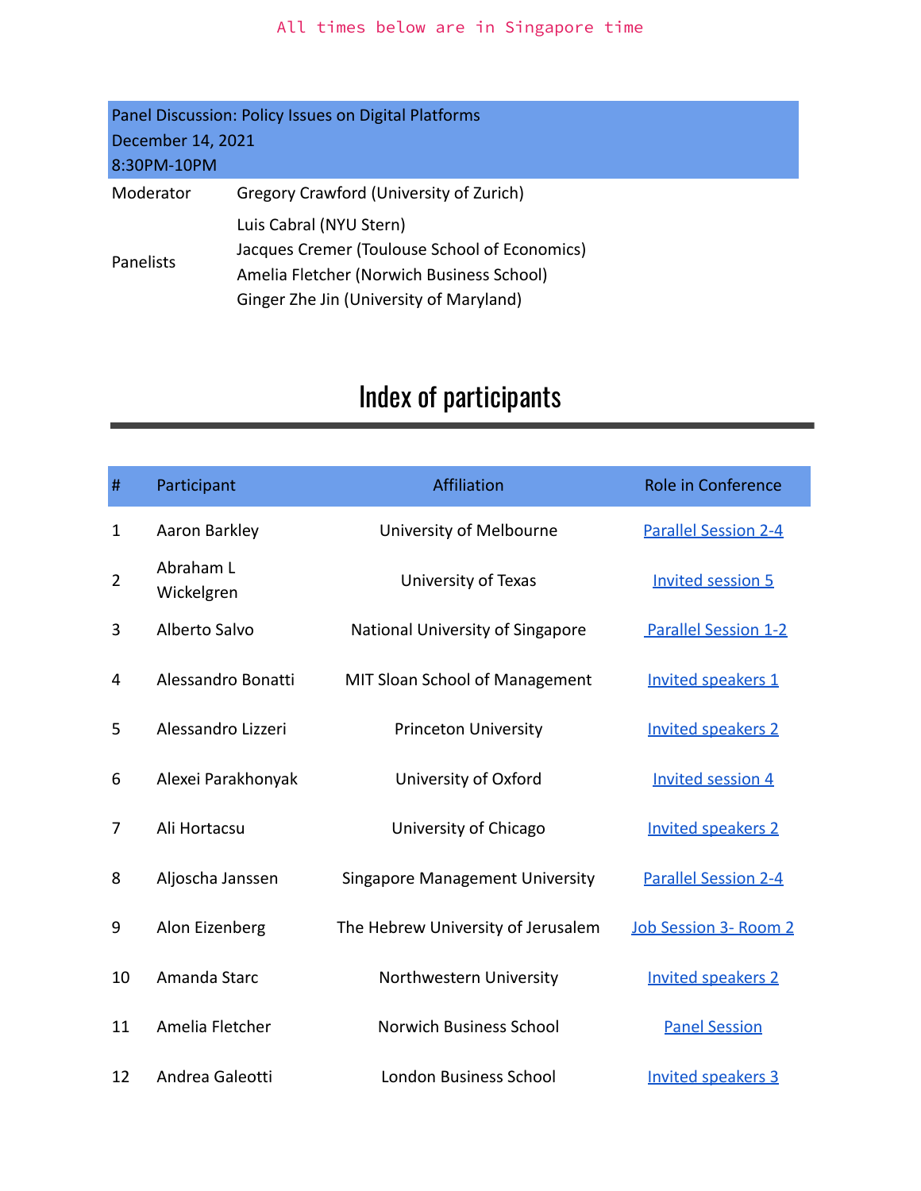All times below are in Singapore time

| Panel Discussion: Policy Issues on Digital Platforms<br>December 14, 2021<br>8:30PM-10PM | |
|---|---|
| Moderator | Gregory Crawford (University of Zurich) |
| Panelists | Luis Cabral (NYU Stern)<br>Jacques Cremer (Toulouse School of Economics)<br>Amelia Fletcher (Norwich Business School)<br>Ginger Zhe Jin (University of Maryland) |

# Index of participants

| # | Participant | Affiliation | Role in Conference |
|---|---|---|---|
| 1 | Aaron Barkley | University of Melbourne | Parallel Session 2-4 |
| 2 | Abraham L Wickelgren | University of Texas | Invited session 5 |
| 3 | Alberto Salvo | National University of Singapore | Parallel Session 1-2 |
| 4 | Alessandro Bonatti | MIT Sloan School of Management | Invited speakers 1 |
| 5 | Alessandro Lizzeri | Princeton University | Invited speakers 2 |
| 6 | Alexei Parakhonyak | University of Oxford | Invited session 4 |
| 7 | Ali Hortacsu | University of Chicago | Invited speakers 2 |
| 8 | Aljoscha Janssen | Singapore Management University | Parallel Session 2-4 |
| 9 | Alon Eizenberg | The Hebrew University of Jerusalem | Job Session 3- Room 2 |
| 10 | Amanda Starc | Northwestern University | Invited speakers 2 |
| 11 | Amelia Fletcher | Norwich Business School | Panel Session |
| 12 | Andrea Galeotti | London Business School | Invited speakers 3 |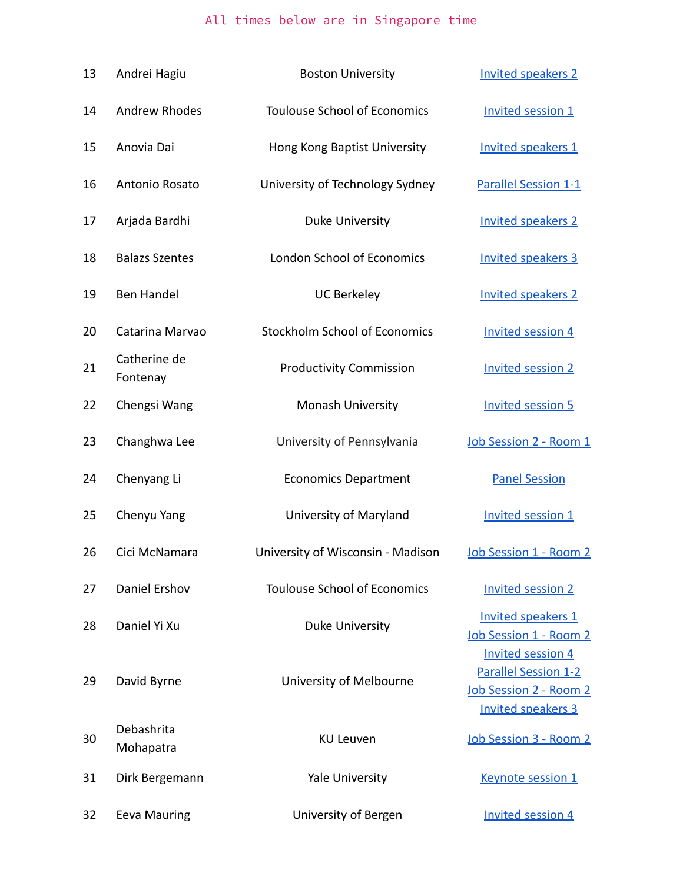All times below are in Singapore time

| | | | |
|---|---|---|---|
| 13 | Andrei Hagiu | Boston University | Invited speakers 2 |
| 14 | Andrew Rhodes | Toulouse School of Economics | Invited session 1 |
| 15 | Anovia Dai | Hong Kong Baptist University | Invited speakers 1 |
| 16 | Antonio Rosato | University of Technology Sydney | Parallel Session 1-1 |
| 17 | Arjada Bardhi | Duke University | Invited speakers 2 |
| 18 | Balazs Szentes | London School of Economics | Invited speakers 3 |
| 19 | Ben Handel | UC Berkeley | Invited speakers 2 |
| 20 | Catarina Marvao | Stockholm School of Economics | Invited session 4 |
| 21 | Catherine de Fontenay | Productivity Commission | Invited session 2 |
| 22 | Chengsi Wang | Monash University | Invited session 5 |
| 23 | Changhwa Lee | University of Pennsylvania | Job Session 2 - Room 1 |
| 24 | Chenyang Li | Economics Department | Panel Session |
| 25 | Chenyu Yang | University of Maryland | Invited session 1 |
| 26 | Cici McNamara | University of Wisconsin - Madison | Job Session 1 - Room 2 |
| 27 | Daniel Ershov | Toulouse School of Economics | Invited session 2 |
| 28 | Daniel Yi Xu | Duke University | Invited speakers 1<br>Job Session 1 - Room 2 |
| 29 | David Byrne | University of Melbourne | Invited session 4<br>Parallel Session 1-2<br>Job Session 2 - Room 2<br>Invited speakers 3 |
| 30 | Debashrita Mohapatra | KU Leuven | Job Session 3 - Room 2 |
| 31 | Dirk Bergemann | Yale University | Keynote session 1 |
| 32 | Eeva Mauring | University of Bergen | Invited session 4 |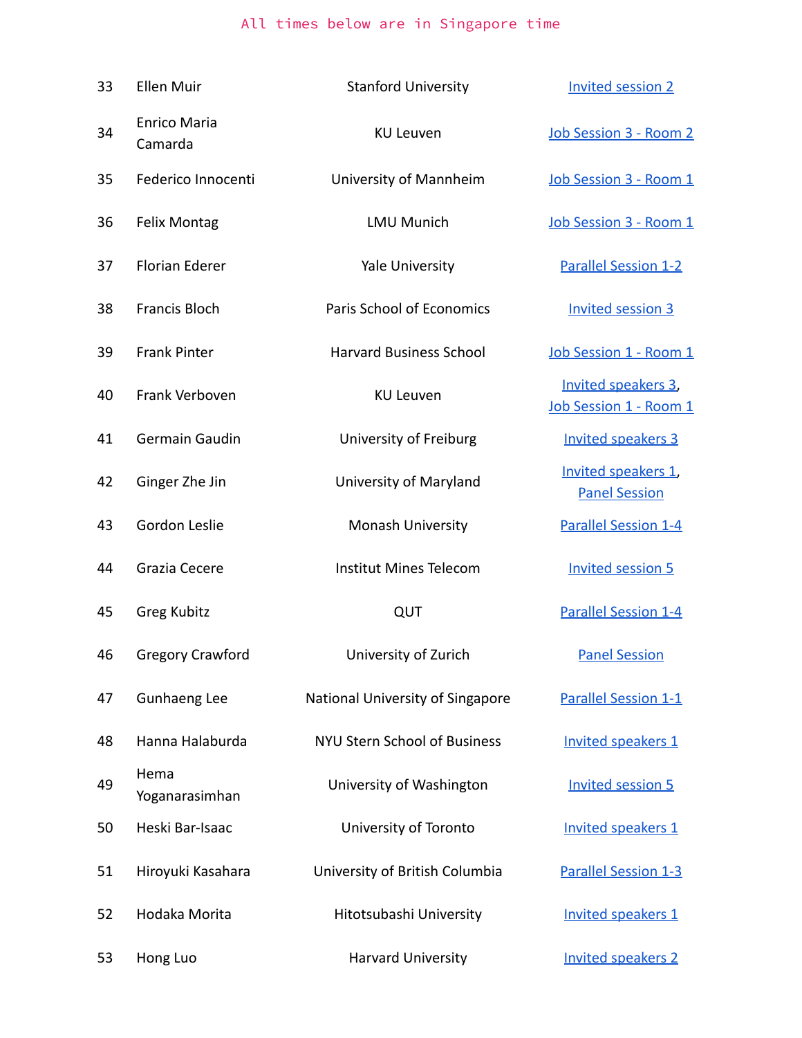All times below are in Singapore time

| | | | |
|---|---|---|---|
| 33 | Ellen Muir | Stanford University | Invited session 2 |
| 34 | Enrico Maria Camarda | KU Leuven | Job Session 3 - Room 2 |
| 35 | Federico Innocenti | University of Mannheim | Job Session 3 - Room 1 |
| 36 | Felix Montag | LMU Munich | Job Session 3 - Room 1 |
| 37 | Florian Ederer | Yale University | Parallel Session 1-2 |
| 38 | Francis Bloch | Paris School of Economics | Invited session 3 |
| 39 | Frank Pinter | Harvard Business School | Job Session 1 - Room 1 |
| 40 | Frank Verboven | KU Leuven | Invited speakers 3, Job Session 1 - Room 1 |
| 41 | Germain Gaudin | University of Freiburg | Invited speakers 3 |
| 42 | Ginger Zhe Jin | University of Maryland | Invited speakers 1, Panel Session |
| 43 | Gordon Leslie | Monash University | Parallel Session 1-4 |
| 44 | Grazia Cecere | Institut Mines Telecom | Invited session 5 |
| 45 | Greg Kubitz | QUT | Parallel Session 1-4 |
| 46 | Gregory Crawford | University of Zurich | Panel Session |
| 47 | Gunhaeng Lee | National University of Singapore | Parallel Session 1-1 |
| 48 | Hanna Halaburda | NYU Stern School of Business | Invited speakers 1 |
| 49 | Hema Yoganarasimhan | University of Washington | Invited session 5 |
| 50 | Heski Bar-Isaac | University of Toronto | Invited speakers 1 |
| 51 | Hiroyuki Kasahara | University of British Columbia | Parallel Session 1-3 |
| 52 | Hodaka Morita | Hitotsubashi University | Invited speakers 1 |
| 53 | Hong Luo | Harvard University | Invited speakers 2 |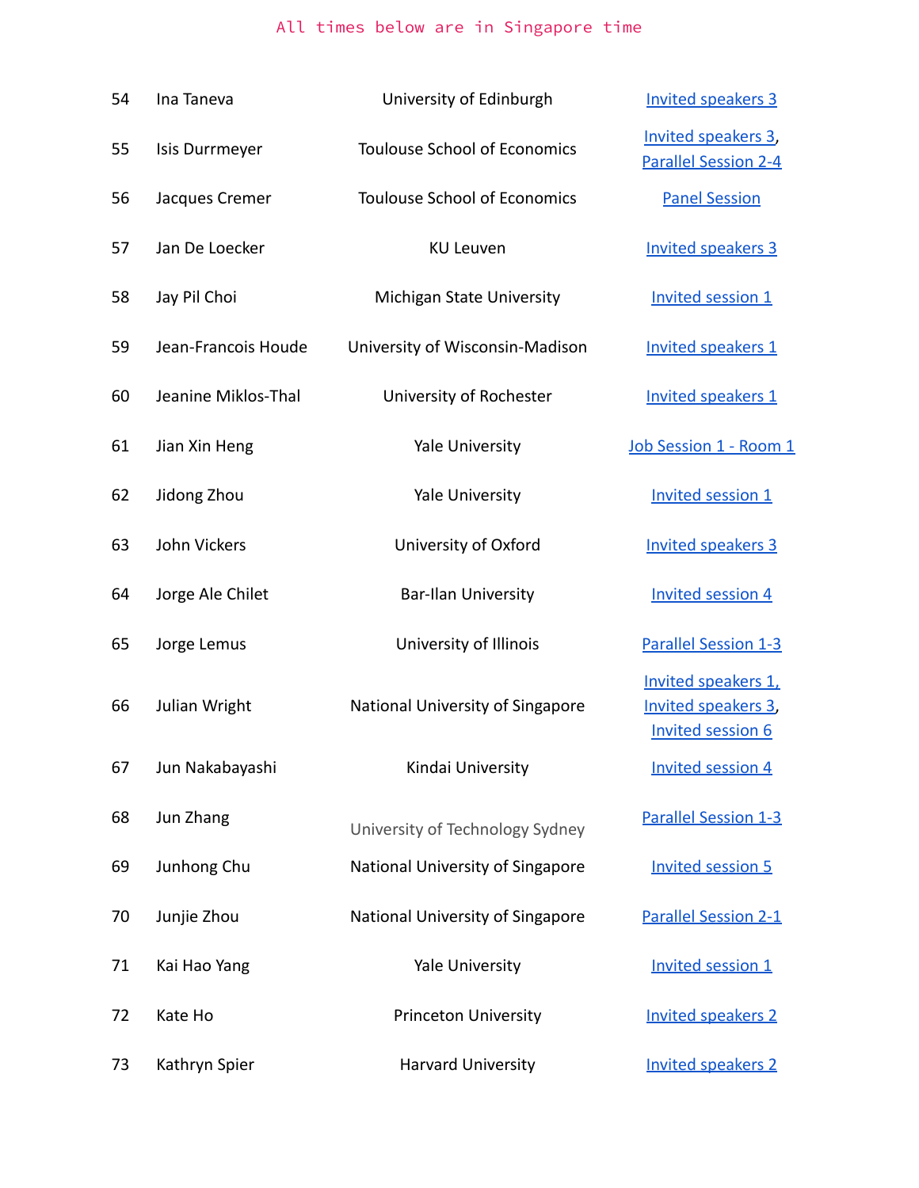All times below are in Singapore time

| | | | |
|---|---|---|---|
| 54 | Ina Taneva | University of Edinburgh | Invited speakers 3 |
| 55 | Isis Durrmeyer | Toulouse School of Economics | Invited speakers 3, Parallel Session 2-4 |
| 56 | Jacques Cremer | Toulouse School of Economics | Panel Session |
| 57 | Jan De Loecker | KU Leuven | Invited speakers 3 |
| 58 | Jay Pil Choi | Michigan State University | Invited session 1 |
| 59 | Jean-Francois Houde | University of Wisconsin-Madison | Invited speakers 1 |
| 60 | Jeanine Miklos-Thal | University of Rochester | Invited speakers 1 |
| 61 | Jian Xin Heng | Yale University | Job Session 1 - Room 1 |
| 62 | Jidong Zhou | Yale University | Invited session 1 |
| 63 | John Vickers | University of Oxford | Invited speakers 3 |
| 64 | Jorge Ale Chilet | Bar-Ilan University | Invited session 4 |
| 65 | Jorge Lemus | University of Illinois | Parallel Session 1-3 |
| 66 | Julian Wright | National University of Singapore | Invited speakers 1, Invited speakers 3, Invited session 6 |
| 67 | Jun Nakabayashi | Kindai University | Invited session 4 |
| 68 | Jun Zhang | University of Technology Sydney | Parallel Session 1-3 |
| 69 | Junhong Chu | National University of Singapore | Invited session 5 |
| 70 | Junjie Zhou | National University of Singapore | Parallel Session 2-1 |
| 71 | Kai Hao Yang | Yale University | Invited session 1 |
| 72 | Kate Ho | Princeton University | Invited speakers 2 |
| 73 | Kathryn Spier | Harvard University | Invited speakers 2 |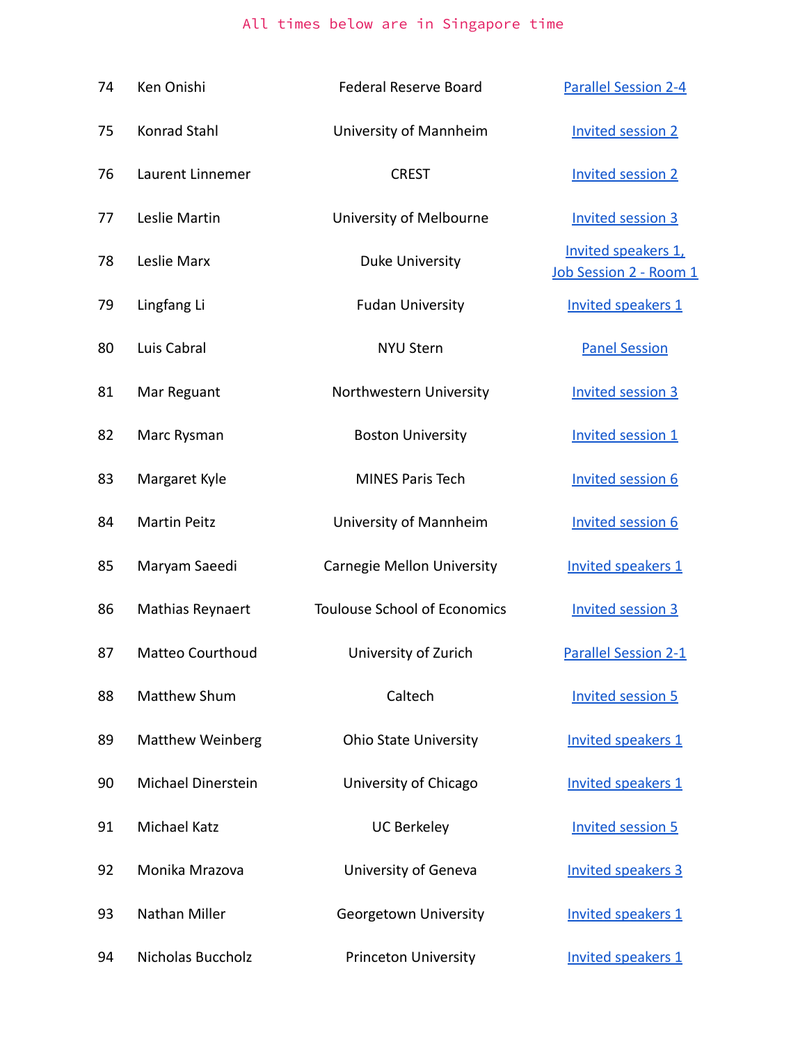All times below are in Singapore time

| | | | |
|---|---|---|---|
| 74 | Ken Onishi | Federal Reserve Board | Parallel Session 2-4 |
| 75 | Konrad Stahl | University of Mannheim | Invited session 2 |
| 76 | Laurent Linnemer | CREST | Invited session 2 |
| 77 | Leslie Martin | University of Melbourne | Invited session 3 |
| 78 | Leslie Marx | Duke University | Invited speakers 1, Job Session 2 - Room 1 |
| 79 | Lingfang Li | Fudan University | Invited speakers 1 |
| 80 | Luis Cabral | NYU Stern | Panel Session |
| 81 | Mar Reguant | Northwestern University | Invited session 3 |
| 82 | Marc Rysman | Boston University | Invited session 1 |
| 83 | Margaret Kyle | MINES Paris Tech | Invited session 6 |
| 84 | Martin Peitz | University of Mannheim | Invited session 6 |
| 85 | Maryam Saeedi | Carnegie Mellon University | Invited speakers 1 |
| 86 | Mathias Reynaert | Toulouse School of Economics | Invited session 3 |
| 87 | Matteo Courthoud | University of Zurich | Parallel Session 2-1 |
| 88 | Matthew Shum | Caltech | Invited session 5 |
| 89 | Matthew Weinberg | Ohio State University | Invited speakers 1 |
| 90 | Michael Dinerstein | University of Chicago | Invited speakers 1 |
| 91 | Michael Katz | UC Berkeley | Invited session 5 |
| 92 | Monika Mrazova | University of Geneva | Invited speakers 3 |
| 93 | Nathan Miller | Georgetown University | Invited speakers 1 |
| 94 | Nicholas Buccholz | Princeton University | Invited speakers 1 |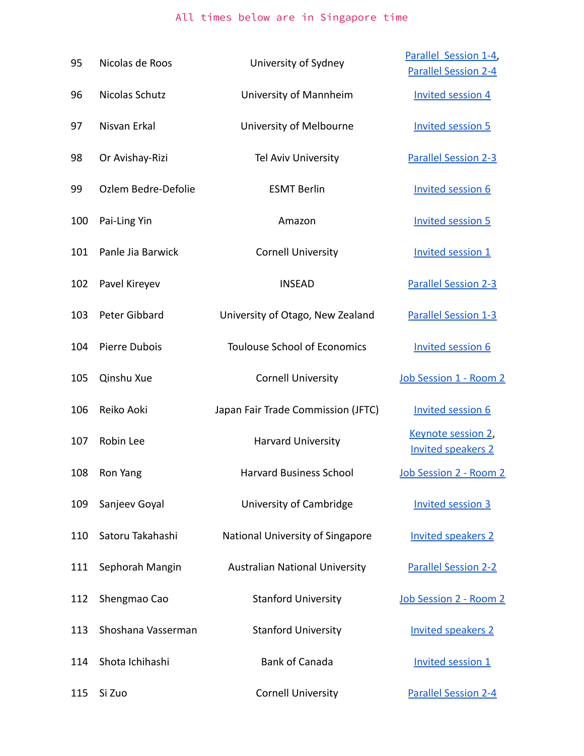All times below are in Singapore time

| | | | |
|---|---|---|---|
| 95 | Nicolas de Roos | University of Sydney | Parallel Session 1-4, Parallel Session 2-4 |
| 96 | Nicolas Schutz | University of Mannheim | Invited session 4 |
| 97 | Nisvan Erkal | University of Melbourne | Invited session 5 |
| 98 | Or Avishay-Rizi | Tel Aviv University | Parallel Session 2-3 |
| 99 | Ozlem Bedre-Defolie | ESMT Berlin | Invited session 6 |
| 100 | Pai-Ling Yin | Amazon | Invited session 5 |
| 101 | Panle Jia Barwick | Cornell University | Invited session 1 |
| 102 | Pavel Kireyev | INSEAD | Parallel Session 2-3 |
| 103 | Peter Gibbard | University of Otago, New Zealand | Parallel Session 1-3 |
| 104 | Pierre Dubois | Toulouse School of Economics | Invited session 6 |
| 105 | Qinshu Xue | Cornell University | Job Session 1 - Room 2 |
| 106 | Reiko Aoki | Japan Fair Trade Commission (JFTC) | Invited session 6 |
| 107 | Robin Lee | Harvard University | Keynote session 2, Invited speakers 2 |
| 108 | Ron Yang | Harvard Business School | Job Session 2 - Room 2 |
| 109 | Sanjeev Goyal | University of Cambridge | Invited session 3 |
| 110 | Satoru Takahashi | National University of Singapore | Invited speakers 2 |
| 111 | Sephorah Mangin | Australian National University | Parallel Session 2-2 |
| 112 | Shengmao Cao | Stanford University | Job Session 2 - Room 2 |
| 113 | Shoshana Vasserman | Stanford University | Invited speakers 2 |
| 114 | Shota Ichihashi | Bank of Canada | Invited session 1 |
| 115 | Si Zuo | Cornell University | Parallel Session 2-4 |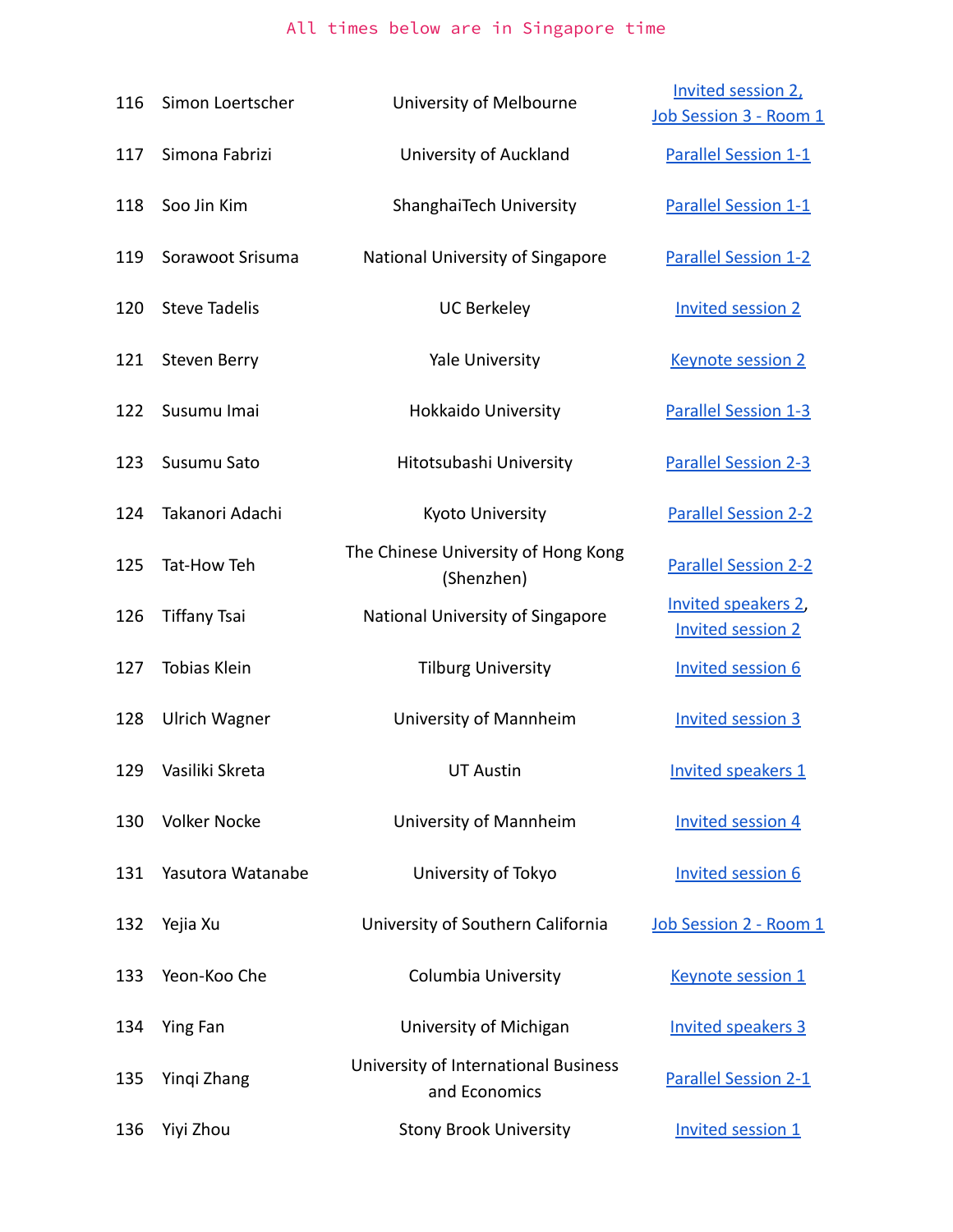All times below are in Singapore time

| | | | |
|---|---|---|---|
| 116 | Simon Loertscher | University of Melbourne | Invited session 2, Job Session 3 - Room 1 |
| 117 | Simona Fabrizi | University of Auckland | Parallel Session 1-1 |
| 118 | Soo Jin Kim | ShanghaiTech University | Parallel Session 1-1 |
| 119 | Sorawoot Srisuma | National University of Singapore | Parallel Session 1-2 |
| 120 | Steve Tadelis | UC Berkeley | Invited session 2 |
| 121 | Steven Berry | Yale University | Keynote session 2 |
| 122 | Susumu Imai | Hokkaido University | Parallel Session 1-3 |
| 123 | Susumu Sato | Hitotsubashi University | Parallel Session 2-3 |
| 124 | Takanori Adachi | Kyoto University | Parallel Session 2-2 |
| 125 | Tat-How Teh | The Chinese University of Hong Kong (Shenzhen) | Parallel Session 2-2 |
| 126 | Tiffany Tsai | National University of Singapore | Invited speakers 2, Invited session 2 |
| 127 | Tobias Klein | Tilburg University | Invited session 6 |
| 128 | Ulrich Wagner | University of Mannheim | Invited session 3 |
| 129 | Vasiliki Skreta | UT Austin | Invited speakers 1 |
| 130 | Volker Nocke | University of Mannheim | Invited session 4 |
| 131 | Yasutora Watanabe | University of Tokyo | Invited session 6 |
| 132 | Yejia Xu | University of Southern California | Job Session 2 - Room 1 |
| 133 | Yeon-Koo Che | Columbia University | Keynote session 1 |
| 134 | Ying Fan | University of Michigan | Invited speakers 3 |
| 135 | Yinqi Zhang | University of International Business and Economics | Parallel Session 2-1 |
| 136 | Yiyi Zhou | Stony Brook University | Invited session 1 |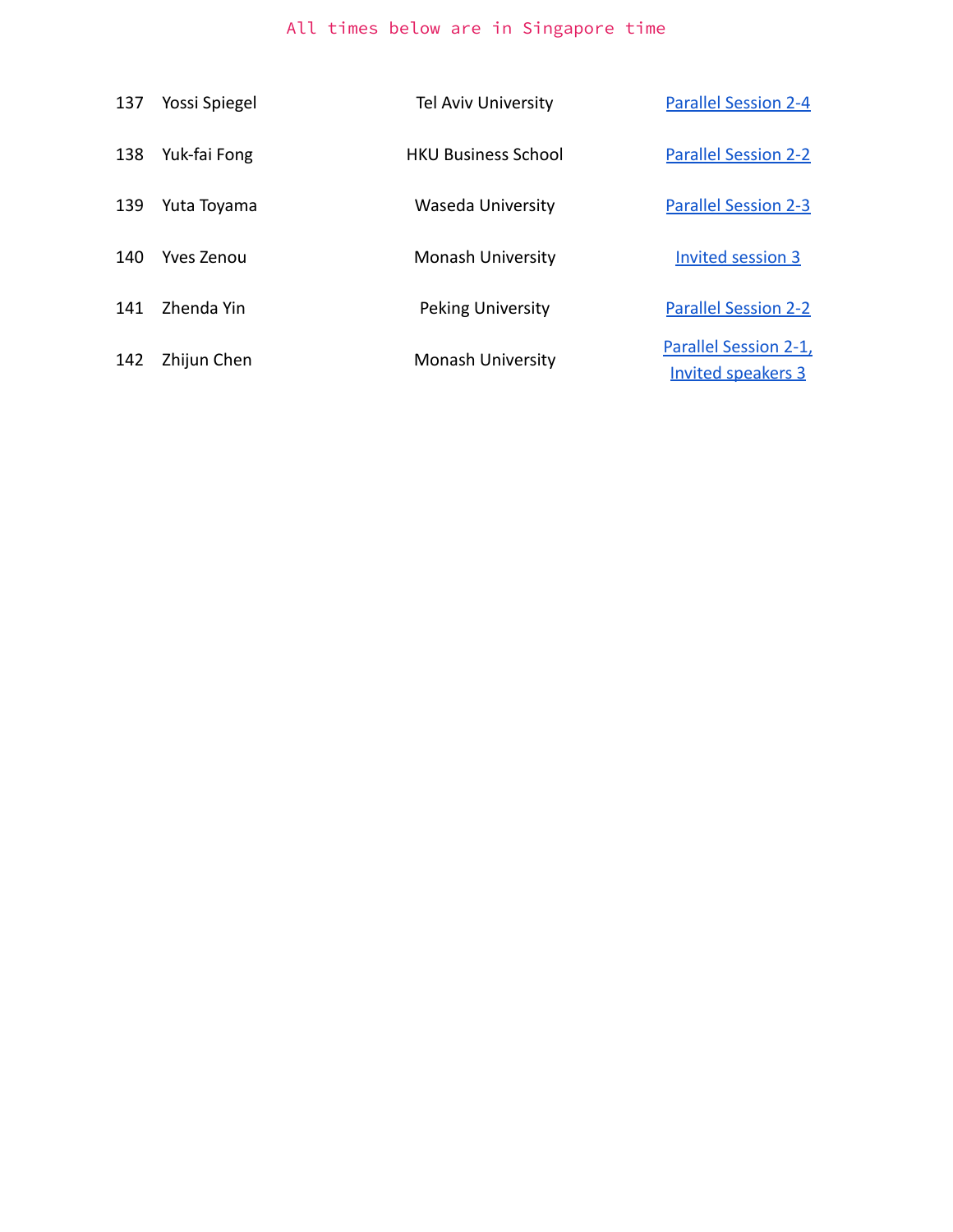All times below are in Singapore time

| | | | |
|---|---|---|---|
| 137 | Yossi Spiegel | Tel Aviv University | Parallel Session 2-4 |
| 138 | Yuk-fai Fong | HKU Business School | Parallel Session 2-2 |
| 139 | Yuta Toyama | Waseda University | Parallel Session 2-3 |
| 140 | Yves Zenou | Monash University | Invited session 3 |
| 141 | Zhenda Yin | Peking University | Parallel Session 2-2 |
| 142 | Zhijun Chen | Monash University | Parallel Session 2-1, Invited speakers 3 |